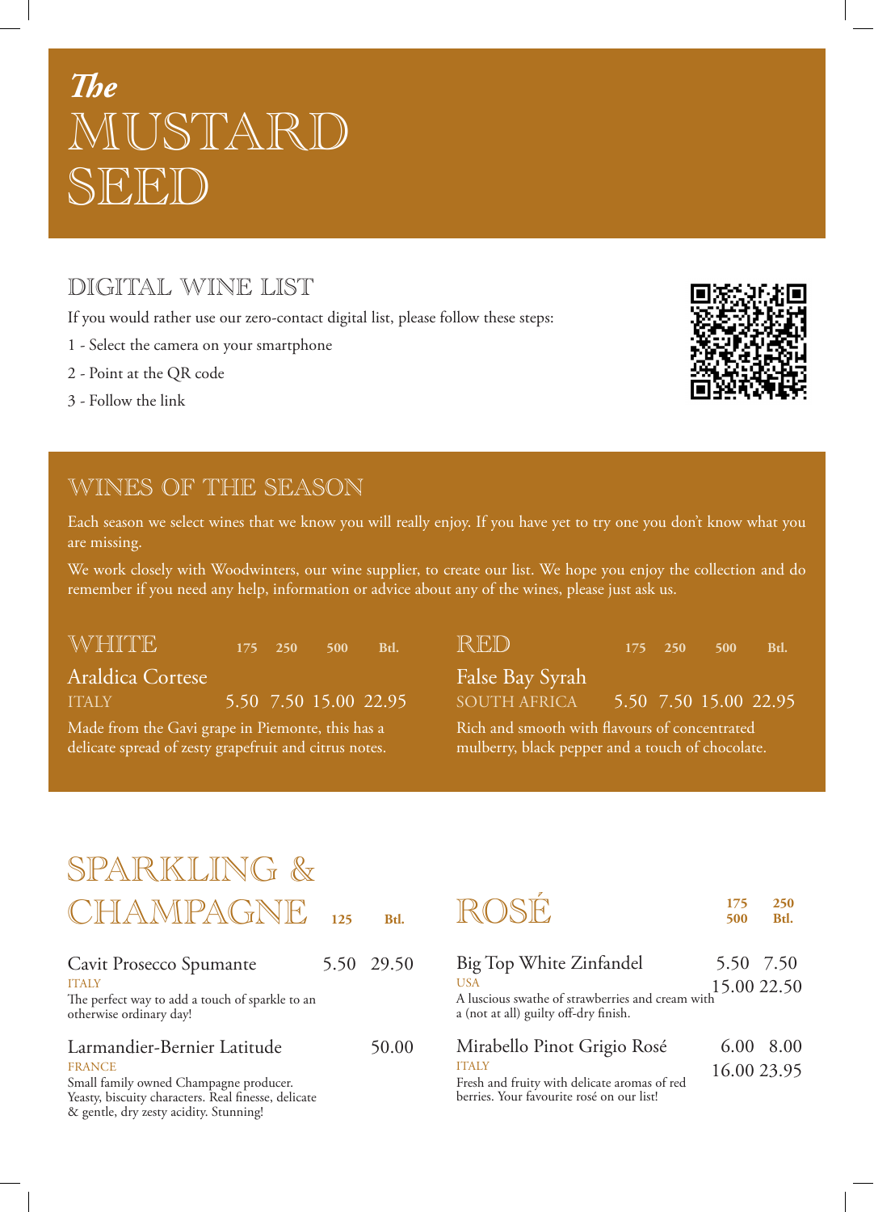# *The* MUSTARD SEED

## DIGITAL WINE LIST

If you would rather use our zero-contact digital list, please follow these steps:

1 - Select the camera on your smartphone

2 - Point at the QR code

3 - Follow the link

## WINES OF THE SEASON

Each season we select wines that we know you will really enjoy. If you have yet to try one you don't know what you are missing.

We work closely with Woodwinters, our wine supplier, to create our list. We hope you enjoy the collection and do remember if you need any help, information or advice about any of the wines, please just ask us.

### WHITE

| | 175 | 250 | 500 | Btl. |
|---|---|---|---|---|
| **Araldica Cortese** ITALY | 5.50 | 7.50 | 15.00 | 22.95 |

Made from the Gavi grape in Piemonte, this has a delicate spread of zesty grapefruit and citrus notes.

### RED

| | 175 | 250 | 500 | Btl. |
|---|---|---|---|---|
| **False Bay Syrah** SOUTH AFRICA | 5.50 | 7.50 | 15.00 | 22.95 |

Rich and smooth with flavours of concentrated mulberry, black pepper and a touch of chocolate.

## SPARKLING & CHAMPAGNE

| | 125 | Btl. |
|---|---|---|
| **Cavit Prosecco Spumante** ITALY | 5.50 | 29.50 |
| **Larmandier-Bernier Latitude** FRANCE | | 50.00 |

Cavit Prosecco Spumante: The perfect way to add a touch of sparkle to an otherwise ordinary day!

Larmandier-Bernier Latitude: Small family owned Champagne producer. Yeasty, biscuity characters. Real finesse, delicate & gentle, dry zesty acidity. Stunning!

## ROSÉ

| | 175 | 250 | 500 | Btl. |
|---|---|---|---|---|
| **Big Top White Zinfandel** USA | 5.50 | 7.50 | 15.00 | 22.50 |
| **Mirabello Pinot Grigio Rosé** ITALY | 6.00 | 8.00 | 16.00 | 23.95 |

Big Top White Zinfandel: A luscious swathe of strawberries and cream with a (not at all) guilty off-dry finish.

Mirabello Pinot Grigio Rosé: Fresh and fruity with delicate aromas of red berries. Your favourite rosé on our list!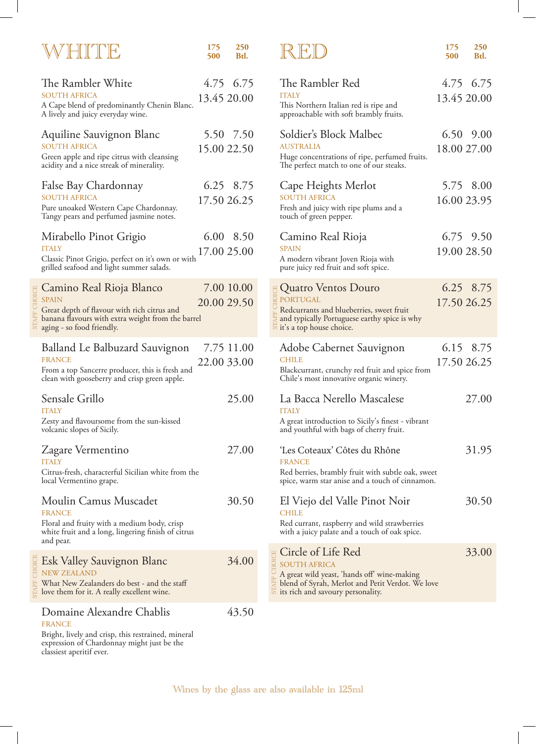# WHITE

175 / 500 — 250 / Btl.

**The Rambler White** — 4.75 6.75 / 13.45 20.00
SOUTH AFRICA
A Cape blend of predominantly Chenin Blanc. A lively and juicy everyday wine.

**Aquiline Sauvignon Blanc** — 5.50 7.50 / 15.00 22.50
SOUTH AFRICA
Green apple and ripe citrus with cleansing acidity and a nice streak of minerality.

**False Bay Chardonnay** — 6.25 8.75 / 17.50 26.25
SOUTH AFRICA
Pure unoaked Western Cape Chardonnay. Tangy pears and perfumed jasmine notes.

**Mirabello Pinot Grigio** — 6.00 8.50 / 17.00 25.00
ITALY
Classic Pinot Grigio, perfect on it's own or with grilled seafood and light summer salads.

STAFF CHOICE
**Camino Real Rioja Blanco** — 7.00 10.00 / 20.00 29.50
SPAIN
Great depth of flavour with rich citrus and banana flavours with extra weight from the barrel aging - so food friendly.

**Balland Le Balbuzard Sauvignon** — 7.75 11.00 / 22.00 33.00
FRANCE
From a top Sancerre producer, this is fresh and clean with gooseberry and crisp green apple.

**Sensale Grillo** — 25.00
ITALY
Zesty and flavoursome from the sun-kissed volcanic slopes of Sicily.

**Zagare Vermentino** — 27.00
ITALY
Citrus-fresh, characterful Sicilian white from the local Vermentino grape.

**Moulin Camus Muscadet** — 30.50
FRANCE
Floral and fruity with a medium body, crisp white fruit and a long, lingering finish of citrus and pear.

STAFF CHOICE
**Esk Valley Sauvignon Blanc** — 34.00
NEW ZEALAND
What New Zealanders do best - and the staff love them for it. A really excellent wine.

**Domaine Alexandre Chablis** — 43.50
FRANCE
Bright, lively and crisp, this restrained, mineral expression of Chardonnay might just be the classiest aperitif ever.

# RED

175 / 500 — 250 / Btl.

**The Rambler Red** — 4.75 6.75 / 13.45 20.00
ITALY
This Northern Italian red is ripe and approachable with soft brambly fruits.

**Soldier's Block Malbec** — 6.50 9.00 / 18.00 27.00
AUSTRALIA
Huge concentrations of ripe, perfumed fruits. The perfect match to one of our steaks.

**Cape Heights Merlot** — 5.75 8.00 / 16.00 23.95
SOUTH AFRICA
Fresh and juicy with ripe plums and a touch of green pepper.

**Camino Real Rioja** — 6.75 9.50 / 19.00 28.50
SPAIN
A modern vibrant Joven Rioja with pure juicy red fruit and soft spice.

STAFF CHOICE
**Quatro Ventos Douro** — 6.25 8.75 / 17.50 26.25
PORTUGAL
Redcurrants and blueberries, sweet fruit and typically Portuguese earthy spice is why it's a top house choice.

**Adobe Cabernet Sauvignon** — 6.15 8.75 / 17.50 26.25
CHILE
Blackcurrant, crunchy red fruit and spice from Chile's most innovative organic winery.

**La Bacca Nerello Mascalese** — 27.00
ITALY
A great introduction to Sicily's finest - vibrant and youthful with bags of cherry fruit.

**'Les Coteaux' Côtes du Rhône** — 31.95
FRANCE
Red berries, brambly fruit with subtle oak, sweet spice, warm star anise and a touch of cinnamon.

**El Viejo del Valle Pinot Noir** — 30.50
CHILE
Red currant, raspberry and wild strawberries with a juicy palate and a touch of oak spice.

STAFF CHOICE
**Circle of Life Red** — 33.00
SOUTH AFRICA
A great wild yeast, 'hands off' wine-making blend of Syrah, Merlot and Petit Verdot. We love its rich and savoury personality.

Wines by the glass are also available in 125ml